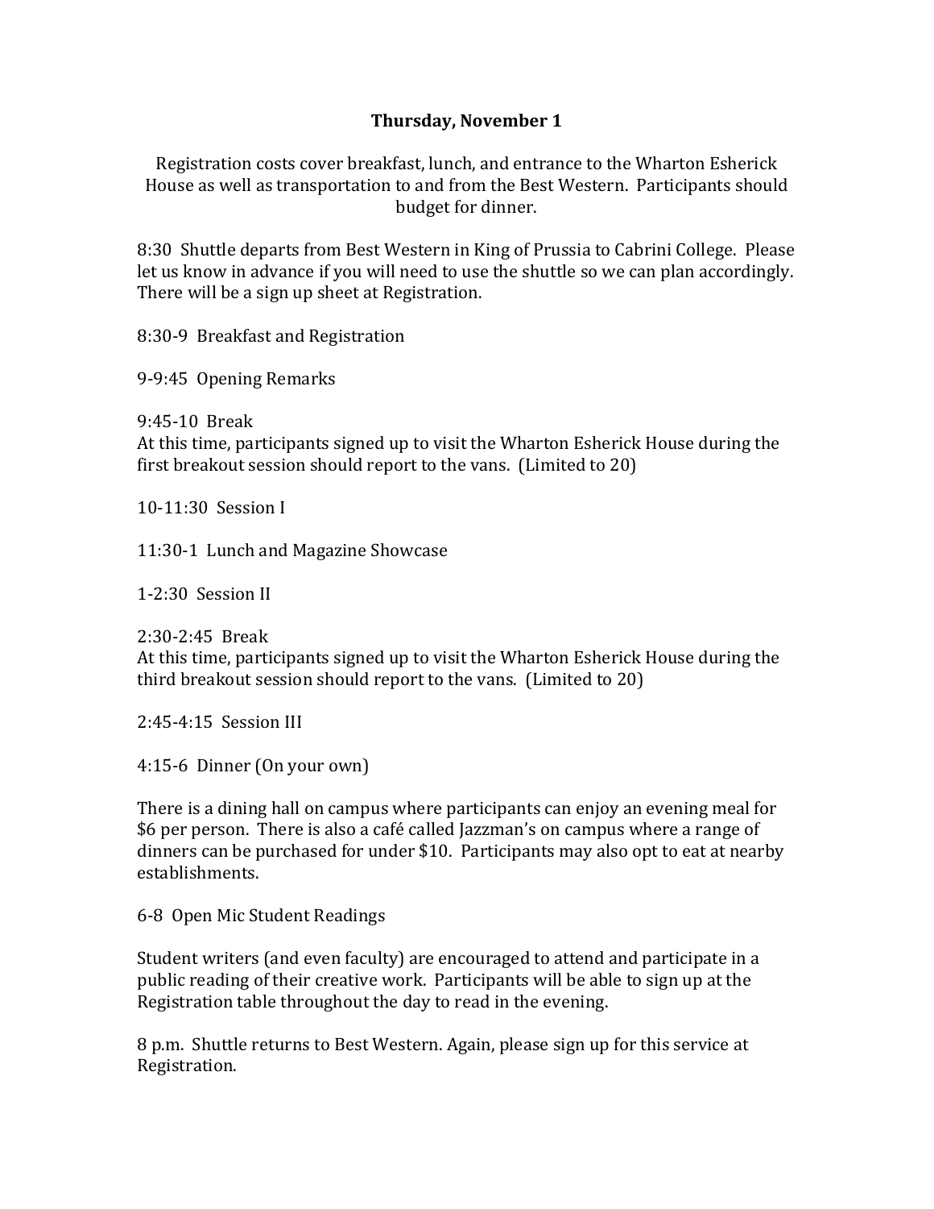## Thursday, November 1

Registration costs cover breakfast, lunch, and entrance to the Wharton Esherick House as well as transportation to and from the Best Western. Participants should budget for dinner.

8:30 Shuttle departs from Best Western in King of Prussia to Cabrini College. Please let us know in advance if you will need to use the shuttle so we can plan accordingly. There will be a sign up sheet at Registration.

8:30-9 Breakfast and Registration

9-9:45 Opening Remarks

9:45-10 Break
At this time, participants signed up to visit the Wharton Esherick House during the first breakout session should report to the vans. (Limited to 20)

10-11:30 Session I

11:30-1 Lunch and Magazine Showcase

1-2:30 Session II

2:30-2:45 Break
At this time, participants signed up to visit the Wharton Esherick House during the third breakout session should report to the vans. (Limited to 20)

2:45-4:15 Session III

4:15-6 Dinner (On your own)

There is a dining hall on campus where participants can enjoy an evening meal for $6 per person. There is also a café called Jazzman's on campus where a range of dinners can be purchased for under $10. Participants may also opt to eat at nearby establishments.

6-8 Open Mic Student Readings

Student writers (and even faculty) are encouraged to attend and participate in a public reading of their creative work. Participants will be able to sign up at the Registration table throughout the day to read in the evening.

8 p.m. Shuttle returns to Best Western. Again, please sign up for this service at Registration.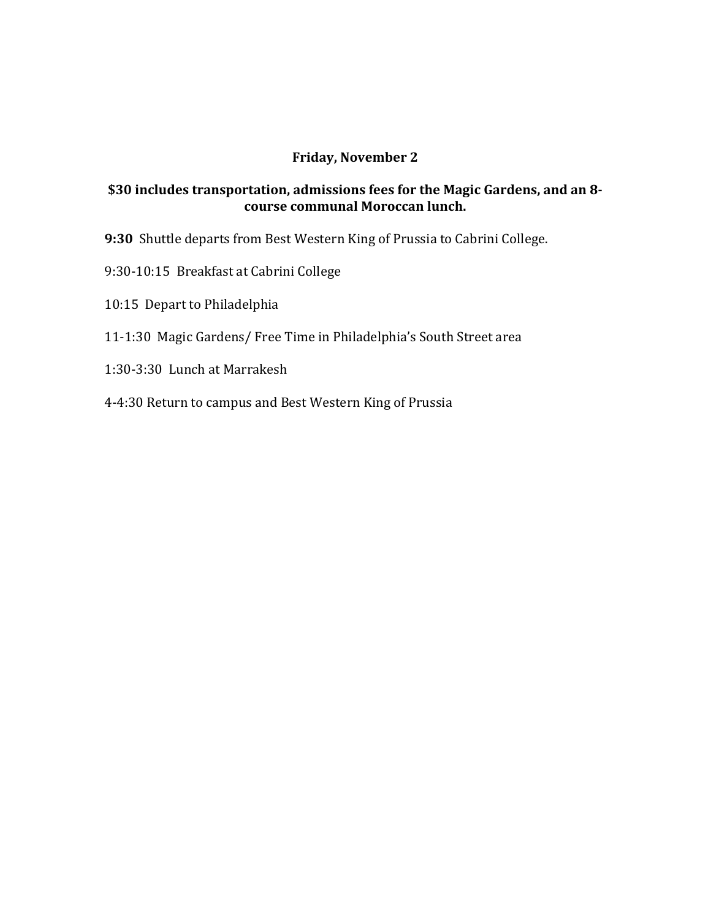**Friday, November 2**

**$30 includes transportation, admissions fees for the Magic Gardens, and an 8-course communal Moroccan lunch.**

**9:30** Shuttle departs from Best Western King of Prussia to Cabrini College.

9:30-10:15 Breakfast at Cabrini College

10:15 Depart to Philadelphia

11-1:30 Magic Gardens/ Free Time in Philadelphia's South Street area

1:30-3:30 Lunch at Marrakesh

4-4:30 Return to campus and Best Western King of Prussia